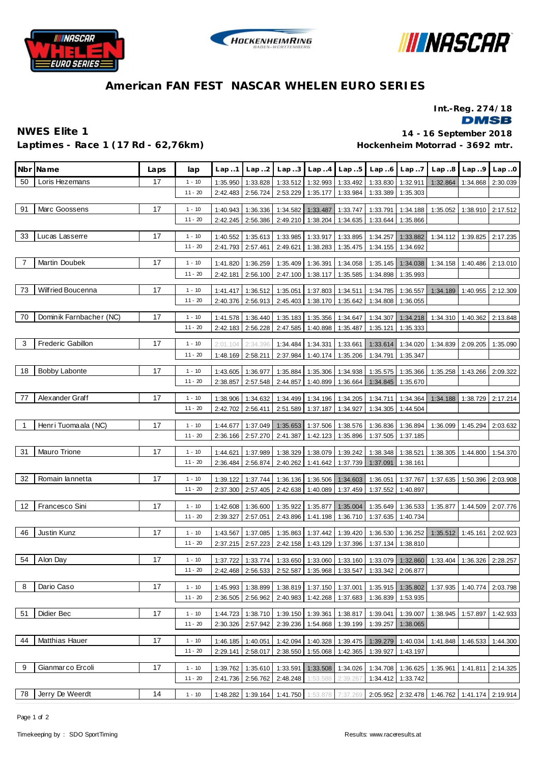# American FAN FEST NASCAR WHELEN EURO SERIES

**Int.-Reg. 274/18**

**DMSB**

## NWES Elite 1

**Laptimes - Race 1 (17 Rd - 62,76km)**

**14 - 16 September 2018**

**Hockenheim Motorrad - 3692 mtr.**

| Nbr | Name | Laps | lap | Lap..1 | Lap..2 | Lap..3 | Lap..4 | Lap..5 | Lap..6 | Lap..7 | Lap..8 | Lap..9 | Lap..0 |
|---|---|---|---|---|---|---|---|---|---|---|---|---|---|
| 50 | Loris Hezemans | 17 | 1 - 10 | 1:35.950 | 1:33.828 | 1:33.512 | 1:32.993 | 1:33.492 | 1:33.830 | 1:32.911 | 1:32.864 | 1:34.868 | 2:30.039 |
| | | | 11 - 20 | 2:42.483 | 2:56.724 | 2:53.229 | 1:35.177 | 1:33.984 | 1:33.389 | 1:35.303 | | | |
| 91 | Marc Goossens | 17 | 1 - 10 | 1:40.943 | 1:36.336 | 1:34.582 | 1:33.487 | 1:33.747 | 1:33.791 | 1:34.188 | 1:35.052 | 1:38.910 | 2:17.512 |
| | | | 11 - 20 | 2:42.245 | 2:56.386 | 2:49.210 | 1:38.204 | 1:34.635 | 1:33.644 | 1:35.866 | | | |
| 33 | Lucas Lasserre | 17 | 1 - 10 | 1:40.552 | 1:35.613 | 1:33.985 | 1:33.917 | 1:33.895 | 1:34.257 | 1:33.882 | 1:34.112 | 1:39.825 | 2:17.235 |
| | | | 11 - 20 | 2:41.793 | 2:57.461 | 2:49.621 | 1:38.283 | 1:35.475 | 1:34.155 | 1:34.692 | | | |
| 7 | Martin Doubek | 17 | 1 - 10 | 1:41.820 | 1:36.259 | 1:35.409 | 1:36.391 | 1:34.058 | 1:35.145 | 1:34.038 | 1:34.158 | 1:40.486 | 2:13.010 |
| | | | 11 - 20 | 2:42.181 | 2:56.100 | 2:47.100 | 1:38.117 | 1:35.585 | 1:34.898 | 1:35.993 | | | |
| 73 | Wilfried Boucenna | 17 | 1 - 10 | 1:41.417 | 1:36.512 | 1:35.051 | 1:37.803 | 1:34.511 | 1:34.785 | 1:36.557 | 1:34.189 | 1:40.955 | 2:12.309 |
| | | | 11 - 20 | 2:40.376 | 2:56.913 | 2:45.403 | 1:38.170 | 1:35.642 | 1:34.808 | 1:36.055 | | | |
| 70 | Dominik Farnbacher (NC) | 17 | 1 - 10 | 1:41.578 | 1:36.440 | 1:35.183 | 1:35.356 | 1:34.647 | 1:34.307 | 1:34.218 | 1:34.310 | 1:40.362 | 2:13.848 |
| | | | 11 - 20 | 2:42.183 | 2:56.228 | 2:47.585 | 1:40.898 | 1:35.487 | 1:35.121 | 1:35.333 | | | |
| 3 | Frederic Gabillon | 17 | 1 - 10 | 2:01.104 | 2:34.396 | 1:34.484 | 1:34.331 | 1:33.661 | 1:33.614 | 1:34.020 | 1:34.839 | 2:09.205 | 1:35.090 |
| | | | 11 - 20 | 1:48.169 | 2:58.211 | 2:37.984 | 1:40.174 | 1:35.206 | 1:34.791 | 1:35.347 | | | |
| 18 | Bobby Labonte | 17 | 1 - 10 | 1:43.605 | 1:36.977 | 1:35.884 | 1:35.306 | 1:34.938 | 1:35.575 | 1:35.366 | 1:35.258 | 1:43.266 | 2:09.322 |
| | | | 11 - 20 | 2:38.857 | 2:57.548 | 2:44.857 | 1:40.899 | 1:36.664 | 1:34.845 | 1:35.670 | | | |
| 77 | Alexander Graff | 17 | 1 - 10 | 1:38.906 | 1:34.632 | 1:34.499 | 1:34.196 | 1:34.205 | 1:34.711 | 1:34.364 | 1:34.188 | 1:38.729 | 2:17.214 |
| | | | 11 - 20 | 2:42.702 | 2:56.411 | 2:51.589 | 1:37.187 | 1:34.927 | 1:34.305 | 1:44.504 | | | |
| 1 | Henri Tuomaala (NC) | 17 | 1 - 10 | 1:44.677 | 1:37.049 | 1:35.653 | 1:37.506 | 1:38.576 | 1:36.836 | 1:36.894 | 1:36.099 | 1:45.294 | 2:03.632 |
| | | | 11 - 20 | 2:36.166 | 2:57.270 | 2:41.387 | 1:42.123 | 1:35.896 | 1:37.505 | 1:37.185 | | | |
| 31 | Mauro Trione | 17 | 1 - 10 | 1:44.621 | 1:37.989 | 1:38.329 | 1:38.079 | 1:39.242 | 1:38.348 | 1:38.521 | 1:38.305 | 1:44.800 | 1:54.370 |
| | | | 11 - 20 | 2:36.484 | 2:56.874 | 2:40.262 | 1:41.642 | 1:37.739 | 1:37.091 | 1:38.161 | | | |
| 32 | Romain Iannetta | 17 | 1 - 10 | 1:39.122 | 1:37.744 | 1:36.136 | 1:36.506 | 1:34.603 | 1:36.051 | 1:37.767 | 1:37.635 | 1:50.396 | 2:03.908 |
| | | | 11 - 20 | 2:37.300 | 2:57.405 | 2:42.638 | 1:40.089 | 1:37.459 | 1:37.552 | 1:40.897 | | | |
| 12 | Francesco Sini | 17 | 1 - 10 | 1:42.608 | 1:36.600 | 1:35.922 | 1:35.877 | 1:35.004 | 1:35.649 | 1:36.533 | 1:35.877 | 1:44.509 | 2:07.776 |
| | | | 11 - 20 | 2:39.327 | 2:57.051 | 2:43.896 | 1:41.198 | 1:36.710 | 1:37.635 | 1:40.734 | | | |
| 46 | Justin Kunz | 17 | 1 - 10 | 1:43.567 | 1:37.085 | 1:35.863 | 1:37.442 | 1:39.420 | 1:36.530 | 1:36.252 | 1:35.512 | 1:45.161 | 2:02.923 |
| | | | 11 - 20 | 2:37.215 | 2:57.223 | 2:42.158 | 1:43.129 | 1:37.396 | 1:37.134 | 1:38.810 | | | |
| 54 | Alon Day | 17 | 1 - 10 | 1:37.722 | 1:33.774 | 1:33.650 | 1:33.060 | 1:33.160 | 1:33.079 | 1:32.860 | 1:33.404 | 1:36.326 | 2:28.257 |
| | | | 11 - 20 | 2:42.468 | 2:56.533 | 2:52.587 | 1:35.968 | 1:33.547 | 1:33.342 | 2:06.877 | | | |
| 8 | Dario Caso | 17 | 1 - 10 | 1:45.993 | 1:38.899 | 1:38.819 | 1:37.150 | 1:37.001 | 1:35.915 | 1:35.802 | 1:37.935 | 1:40.774 | 2:03.798 |
| | | | 11 - 20 | 2:36.505 | 2:56.962 | 2:40.983 | 1:42.268 | 1:37.683 | 1:36.839 | 1:53.935 | | | |
| 51 | Didier Bec | 17 | 1 - 10 | 1:44.723 | 1:38.710 | 1:39.150 | 1:39.361 | 1:38.817 | 1:39.041 | 1:39.007 | 1:38.945 | 1:57.897 | 1:42.933 |
| | | | 11 - 20 | 2:30.326 | 2:57.942 | 2:39.236 | 1:54.868 | 1:39.199 | 1:39.257 | 1:38.065 | | | |
| 44 | Matthias Hauer | 17 | 1 - 10 | 1:46.185 | 1:40.051 | 1:42.094 | 1:40.328 | 1:39.475 | 1:39.279 | 1:40.034 | 1:41.848 | 1:46.533 | 1:44.300 |
| | | | 11 - 20 | 2:29.141 | 2:58.017 | 2:38.550 | 1:55.068 | 1:42.365 | 1:39.927 | 1:43.197 | | | |
| 9 | Gianmarco Ercoli | 17 | 1 - 10 | 1:39.762 | 1:35.610 | 1:33.591 | 1:33.508 | 1:34.026 | 1:34.708 | 1:36.625 | 1:35.961 | 1:41.811 | 2:14.325 |
| | | | 11 - 20 | 2:41.736 | 2:56.762 | 2:48.248 | 1:53.588 | 2:39.267 | 1:34.412 | 1:33.742 | | | |
| 78 | Jerry De Weerdt | 14 | 1 - 10 | 1:48.282 | 1:39.164 | 1:41.750 | 1:53.878 | 7:37.269 | 2:05.952 | 2:32.478 | 1:46.762 | 1:41.174 | 2:19.914 |

Timekeeping by : SDO SportTiming

Results: www.raceresults.at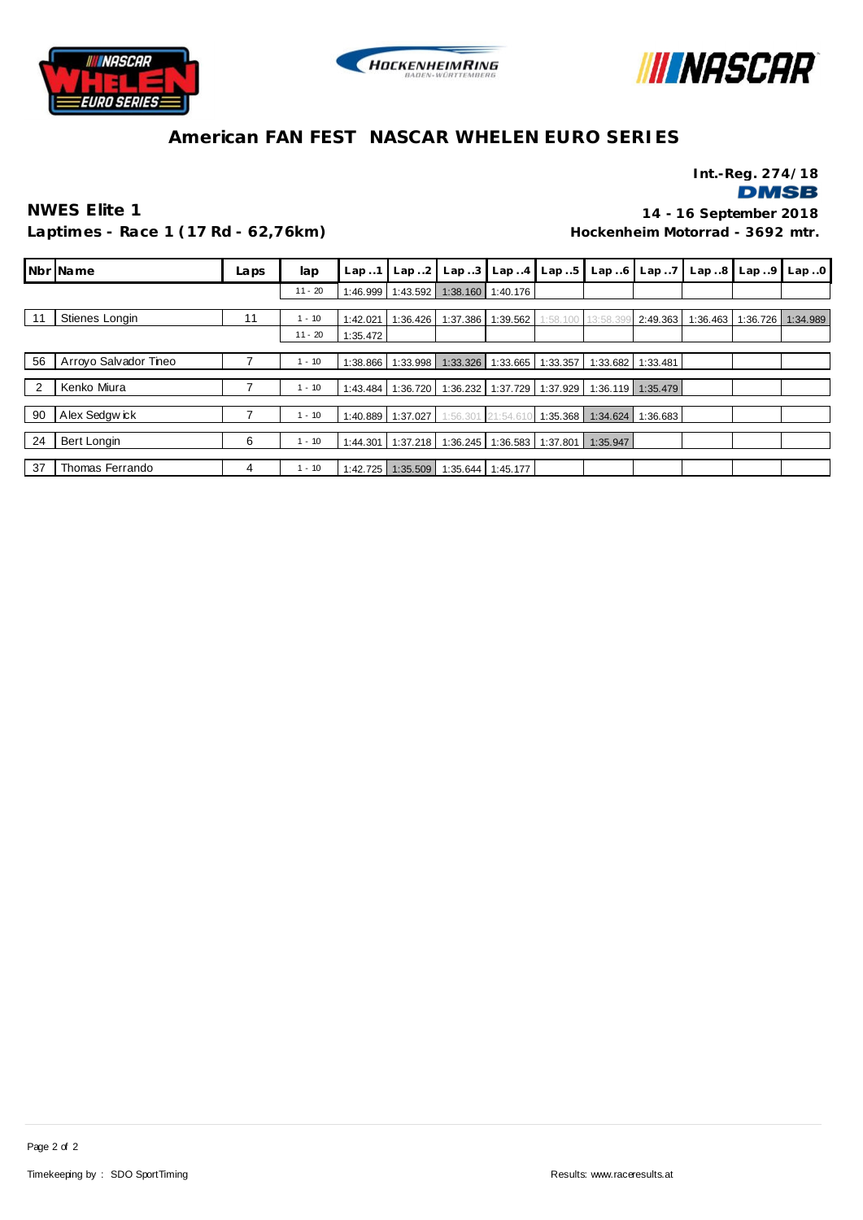## American FAN FEST NASCAR WHELEN EURO SERIES

**Int.-Reg. 274/18**

**NWES Elite 1**
**Laptimes - Race 1 (17 Rd - 62,76km)**

**14 - 16 September 2018**
**Hockenheim Motorrad - 3692 mtr.**

| Nbr | Name | Laps | lap | Lap..1 | Lap..2 | Lap..3 | Lap..4 | Lap..5 | Lap..6 | Lap..7 | Lap..8 | Lap..9 | Lap..0 |
|---|---|---|---|---|---|---|---|---|---|---|---|---|---|
| | | | 11 - 20 | 1:46.999 | 1:43.592 | 1:38.160 | 1:40.176 | | | | | | |
| 11 | Stienes Longin | 11 | 1 - 10 | 1:42.021 | 1:36.426 | 1:37.386 | 1:39.562 | 1:58.100 | 13:58.399 | 2:49.363 | 1:36.463 | 1:36.726 | 1:34.989 |
| | | | 11 - 20 | 1:35.472 | | | | | | | | | |
| 56 | Arroyo Salvador Tineo | 7 | 1 - 10 | 1:38.866 | 1:33.998 | 1:33.326 | 1:33.665 | 1:33.357 | 1:33.682 | 1:33.481 | | | |
| 2 | Kenko Miura | 7 | 1 - 10 | 1:43.484 | 1:36.720 | 1:36.232 | 1:37.729 | 1:37.929 | 1:36.119 | 1:35.479 | | | |
| 90 | Alex Sedgwick | 7 | 1 - 10 | 1:40.889 | 1:37.027 | 1:56.301 | 21:54.610 | 1:35.368 | 1:34.624 | 1:36.683 | | | |
| 24 | Bert Longin | 6 | 1 - 10 | 1:44.301 | 1:37.218 | 1:36.245 | 1:36.583 | 1:37.801 | 1:35.947 | | | | |
| 37 | Thomas Ferrando | 4 | 1 - 10 | 1:42.725 | 1:35.509 | 1:35.644 | 1:45.177 | | | | | | |

Timekeeping by : SDO SportTiming

Results: www.raceresults.at